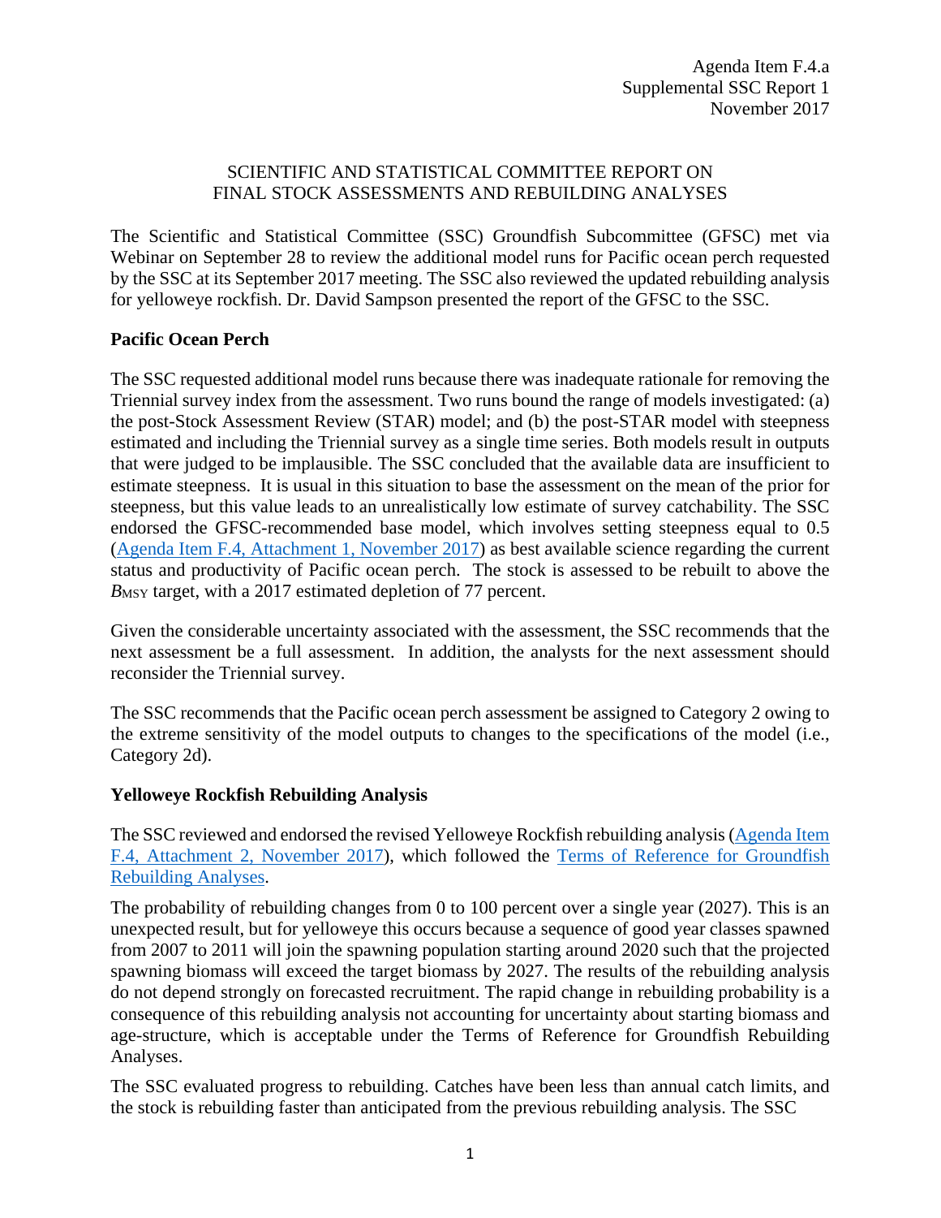Agenda Item F.4.a
Supplemental SSC Report 1
November 2017

# SCIENTIFIC AND STATISTICAL COMMITTEE REPORT ON FINAL STOCK ASSESSMENTS AND REBUILDING ANALYSES

The Scientific and Statistical Committee (SSC) Groundfish Subcommittee (GFSC) met via Webinar on September 28 to review the additional model runs for Pacific ocean perch requested by the SSC at its September 2017 meeting. The SSC also reviewed the updated rebuilding analysis for yelloweye rockfish. Dr. David Sampson presented the report of the GFSC to the SSC.

## Pacific Ocean Perch

The SSC requested additional model runs because there was inadequate rationale for removing the Triennial survey index from the assessment. Two runs bound the range of models investigated: (a) the post-Stock Assessment Review (STAR) model; and (b) the post-STAR model with steepness estimated and including the Triennial survey as a single time series. Both models result in outputs that were judged to be implausible. The SSC concluded that the available data are insufficient to estimate steepness. It is usual in this situation to base the assessment on the mean of the prior for steepness, but this value leads to an unrealistically low estimate of survey catchability. The SSC endorsed the GFSC-recommended base model, which involves setting steepness equal to 0.5 (Agenda Item F.4, Attachment 1, November 2017) as best available science regarding the current status and productivity of Pacific ocean perch. The stock is assessed to be rebuilt to above the $B_{MSY}$ target, with a 2017 estimated depletion of 77 percent.

Given the considerable uncertainty associated with the assessment, the SSC recommends that the next assessment be a full assessment. In addition, the analysts for the next assessment should reconsider the Triennial survey.

The SSC recommends that the Pacific ocean perch assessment be assigned to Category 2 owing to the extreme sensitivity of the model outputs to changes to the specifications of the model (i.e., Category 2d).

## Yelloweye Rockfish Rebuilding Analysis

The SSC reviewed and endorsed the revised Yelloweye Rockfish rebuilding analysis (Agenda Item F.4, Attachment 2, November 2017), which followed the Terms of Reference for Groundfish Rebuilding Analyses.

The probability of rebuilding changes from 0 to 100 percent over a single year (2027). This is an unexpected result, but for yelloweye this occurs because a sequence of good year classes spawned from 2007 to 2011 will join the spawning population starting around 2020 such that the projected spawning biomass will exceed the target biomass by 2027. The results of the rebuilding analysis do not depend strongly on forecasted recruitment. The rapid change in rebuilding probability is a consequence of this rebuilding analysis not accounting for uncertainty about starting biomass and age-structure, which is acceptable under the Terms of Reference for Groundfish Rebuilding Analyses.

The SSC evaluated progress to rebuilding. Catches have been less than annual catch limits, and the stock is rebuilding faster than anticipated from the previous rebuilding analysis. The SSC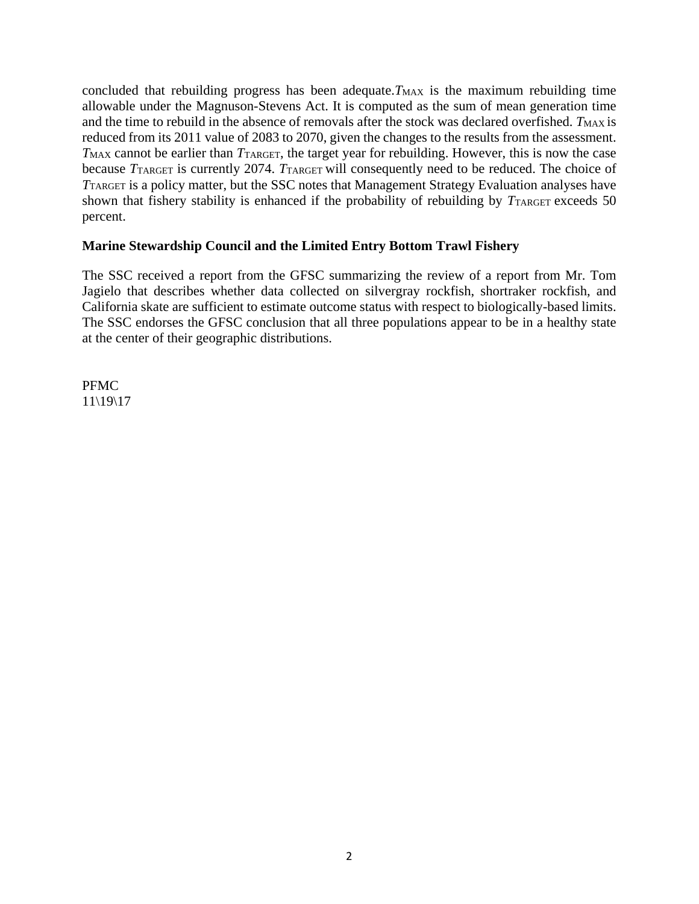concluded that rebuilding progress has been adequate.$T_{MAX}$ is the maximum rebuilding time allowable under the Magnuson-Stevens Act. It is computed as the sum of mean generation time and the time to rebuild in the absence of removals after the stock was declared overfished. $T_{MAX}$ is reduced from its 2011 value of 2083 to 2070, given the changes to the results from the assessment. $T_{MAX}$ cannot be earlier than $T_{TARGET}$, the target year for rebuilding. However, this is now the case because $T_{TARGET}$ is currently 2074. $T_{TARGET}$ will consequently need to be reduced. The choice of $T_{TARGET}$ is a policy matter, but the SSC notes that Management Strategy Evaluation analyses have shown that fishery stability is enhanced if the probability of rebuilding by $T_{TARGET}$ exceeds 50 percent.

**Marine Stewardship Council and the Limited Entry Bottom Trawl Fishery**

The SSC received a report from the GFSC summarizing the review of a report from Mr. Tom Jagielo that describes whether data collected on silvergray rockfish, shortraker rockfish, and California skate are sufficient to estimate outcome status with respect to biologically-based limits. The SSC endorses the GFSC conclusion that all three populations appear to be in a healthy state at the center of their geographic distributions.

PFMC
11\19\17